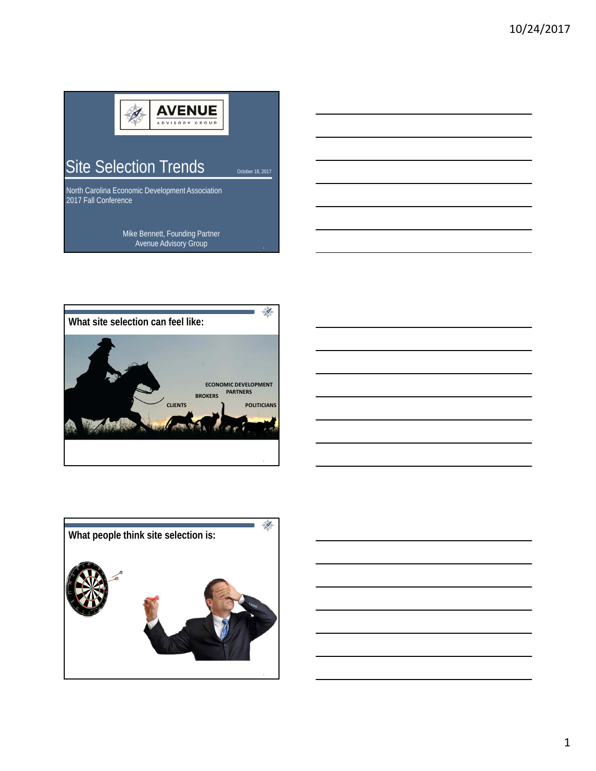# Site Selection Trends

October 18, 2017

North Carolina Economic Development Association
2017 Fall Conference

Mike Bennett, Founding Partner
Avenue Advisory Group

## What site selection can feel like:

ECONOMIC DEVELOPMENT PARTNERS

BROKERS

CLIENTS

POLITICIANS

## What people think site selection is: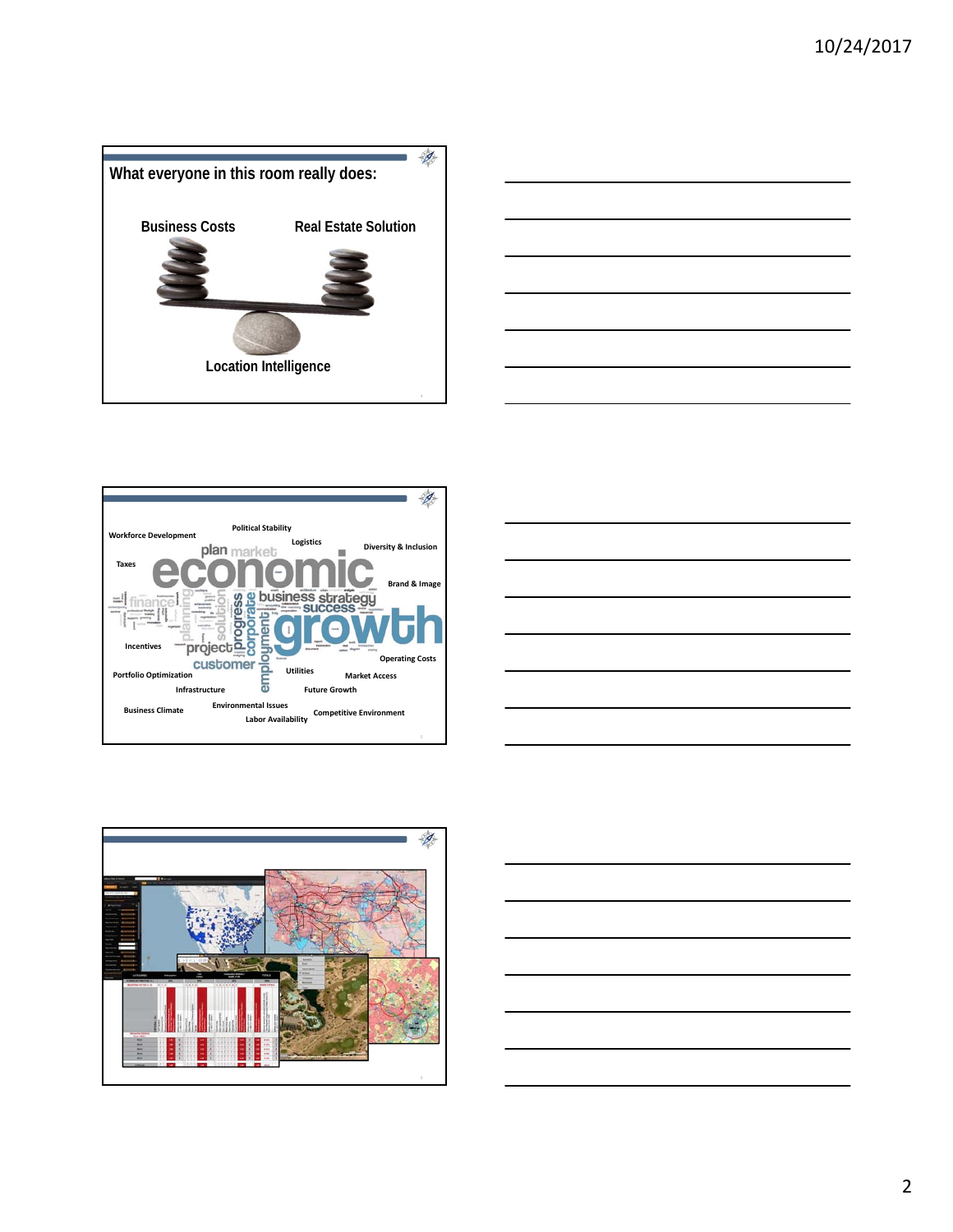## What everyone in this room really does:

**Business Costs** **Real Estate Solution**

**Location Intelligence**

---

Political Stability

Workforce Development

Logistics

Diversity & Inclusion

Taxes

economic

finance

business strategy

success

growth

Brand & Image

Incentives

project

customer

Operating Costs

Portfolio Optimization

Utilities

Market Access

Infrastructure

Future Growth

Business Climate

Environmental Issues

Labor Availability

Competitive Environment

---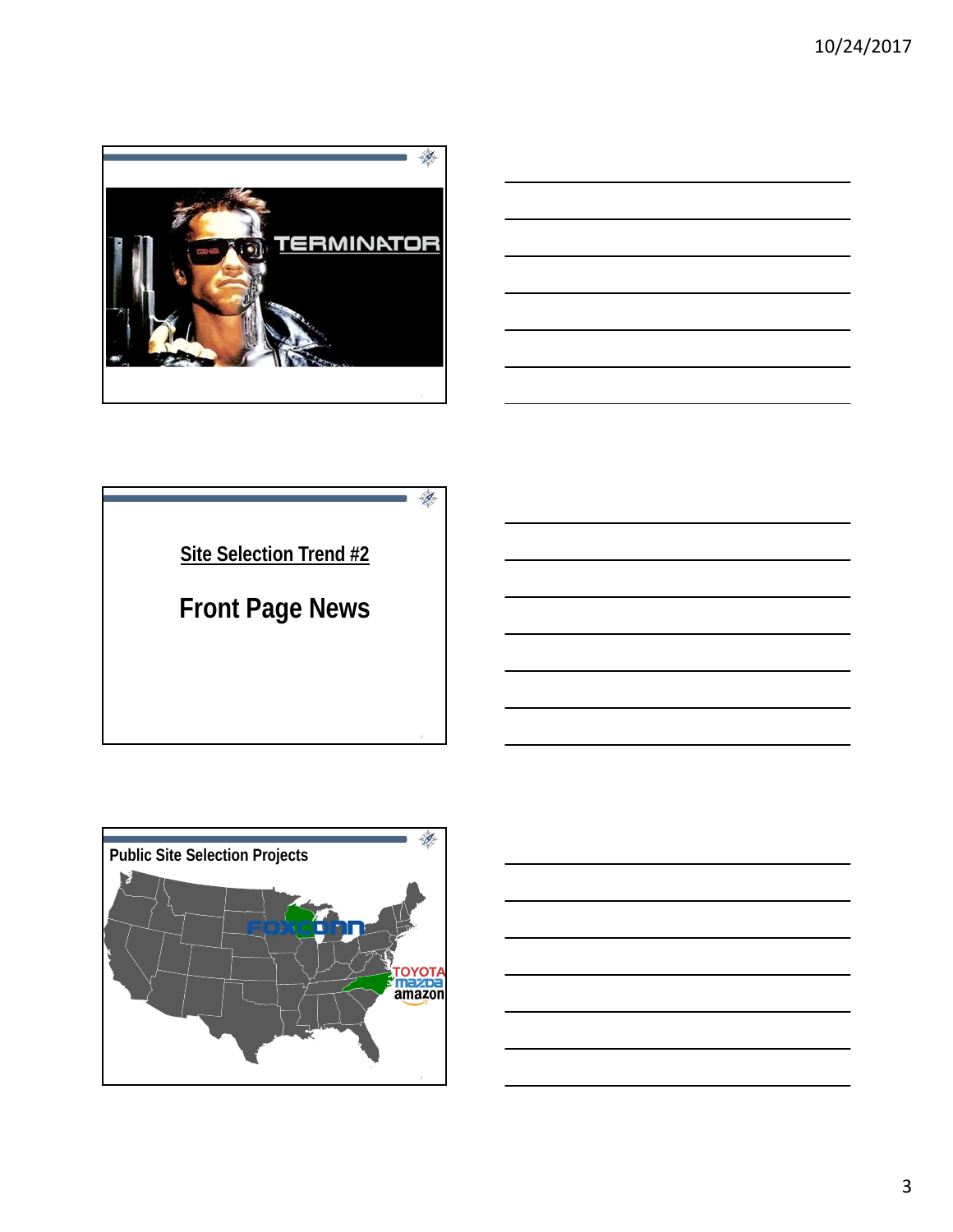TERMINATOR

Site Selection Trend #2

**Front Page News**

**Public Site Selection Projects**

FOXCONN

TOYOTA
mazda
amazon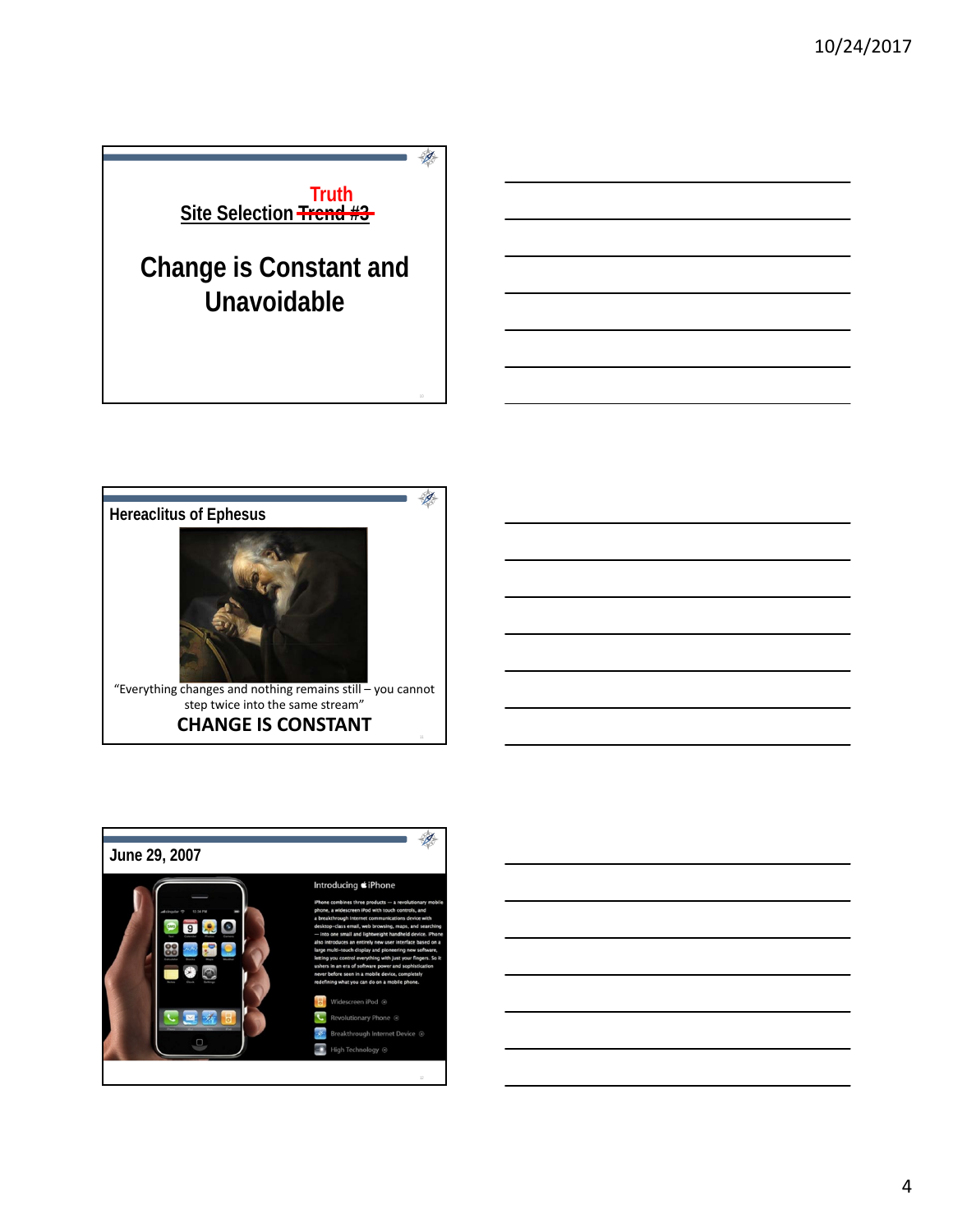## Site Selection ~~Trend #3~~ Truth

# Change is Constant and Unavoidable

## Hereaclitus of Ephesus

"Everything changes and nothing remains still – you cannot step twice into the same stream"

**CHANGE IS CONSTANT**

## June 29, 2007

Introducing iPhone

iPhone combines three products — a revolutionary mobile phone, a widescreen iPod with touch controls, and a breakthrough Internet communications device with desktop-class email, web browsing, maps, and searching — into one small and lightweight handheld device. iPhone also introduces an entirely new user interface based on a large multi-touch display and pioneering new software, letting you control everything with just your fingers. So it ushers in an era of software power and sophistication never before seen in a mobile device, completely redefining what you can do on a mobile phone.

- Widescreen iPod
- Revolutionary Phone
- Breakthrough Internet Device
- High Technology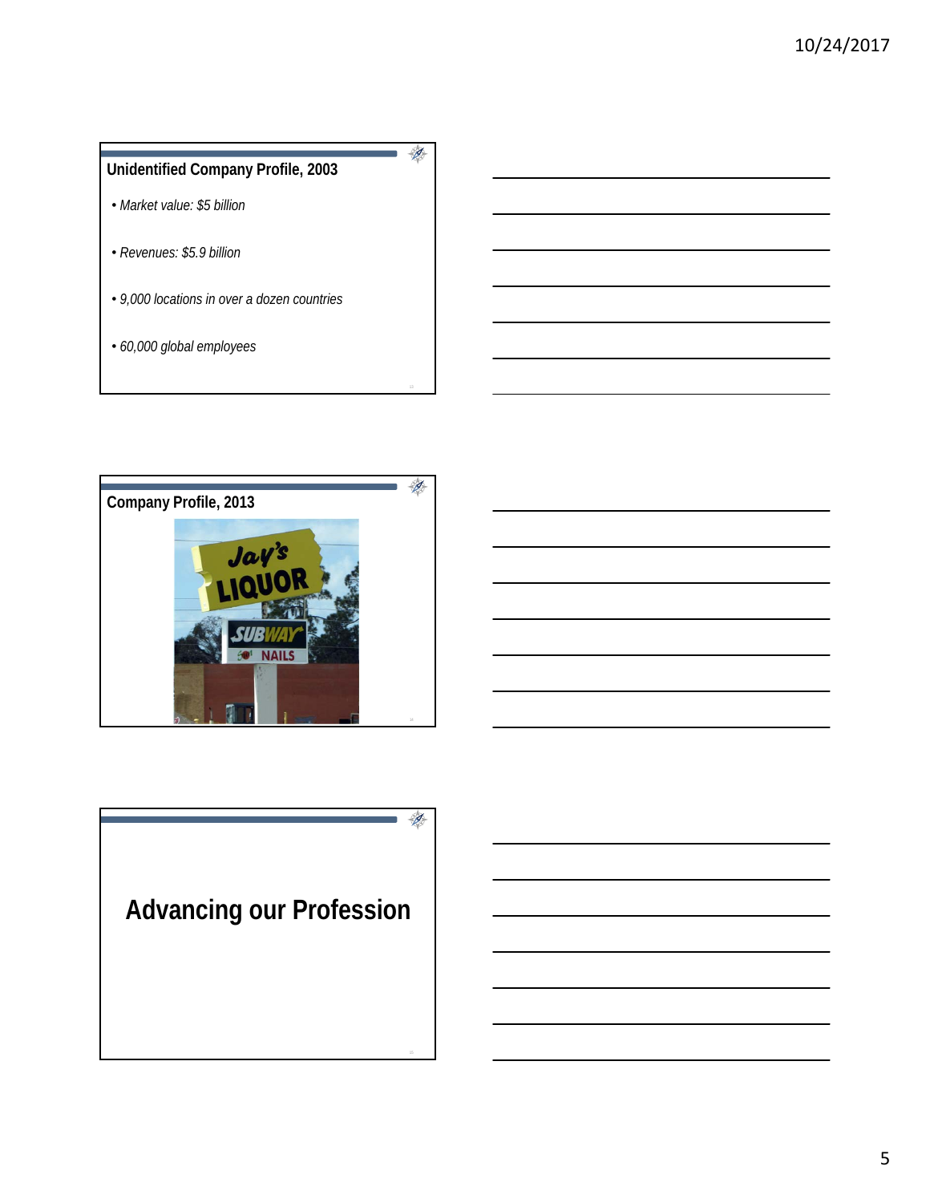## Unidentified Company Profile, 2003

- *Market value: $5 billion*
- *Revenues: $5.9 billion*
- *9,000 locations in over a dozen countries*
- *60,000 global employees*

## Company Profile, 2013

## Advancing our Profession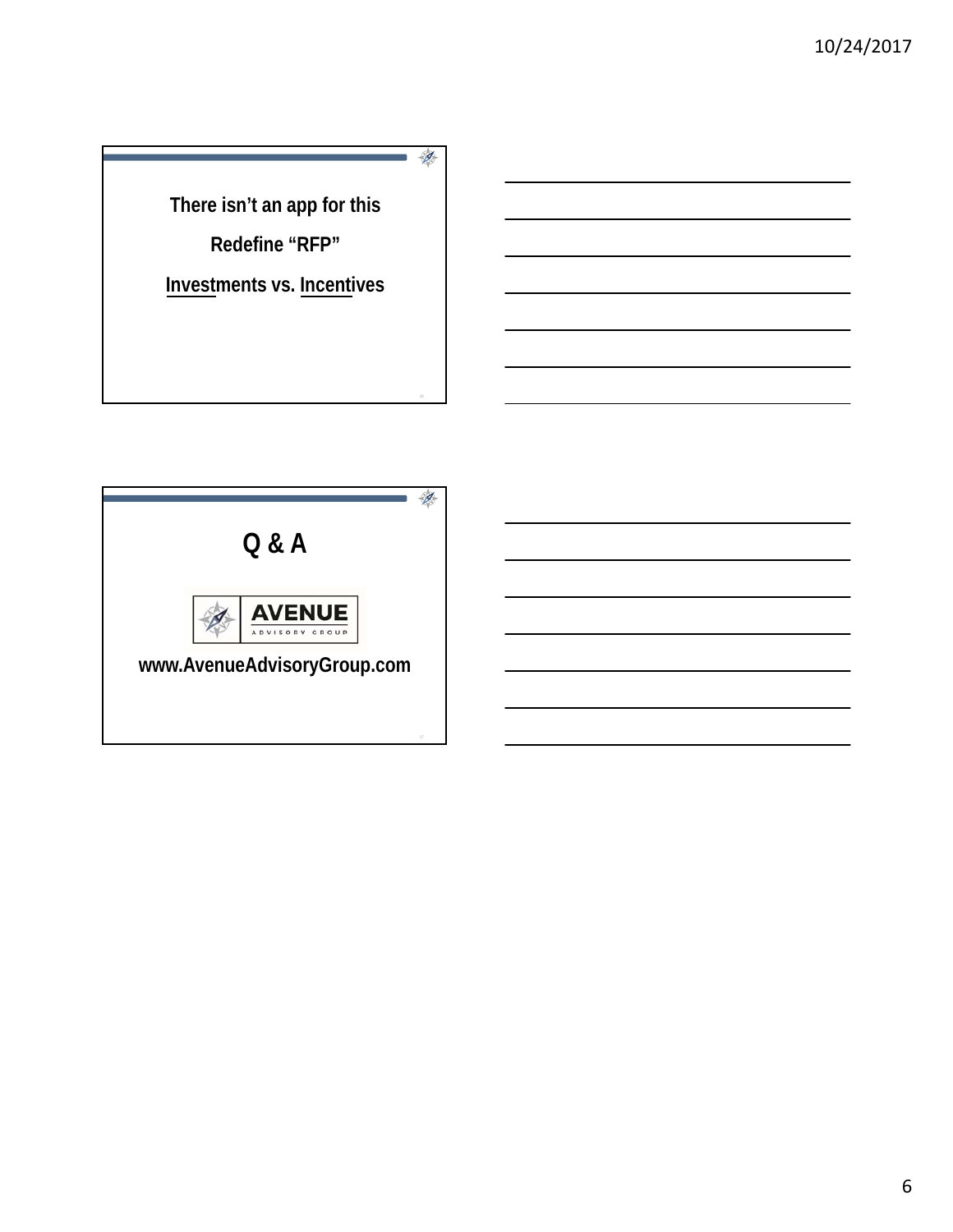There isn't an app for this

Redefine "RFP"

Invest​ments vs. Incent​ives

Q & A

AVENUE

ADVISORY GROUP

www.AvenueAdvisoryGroup.com